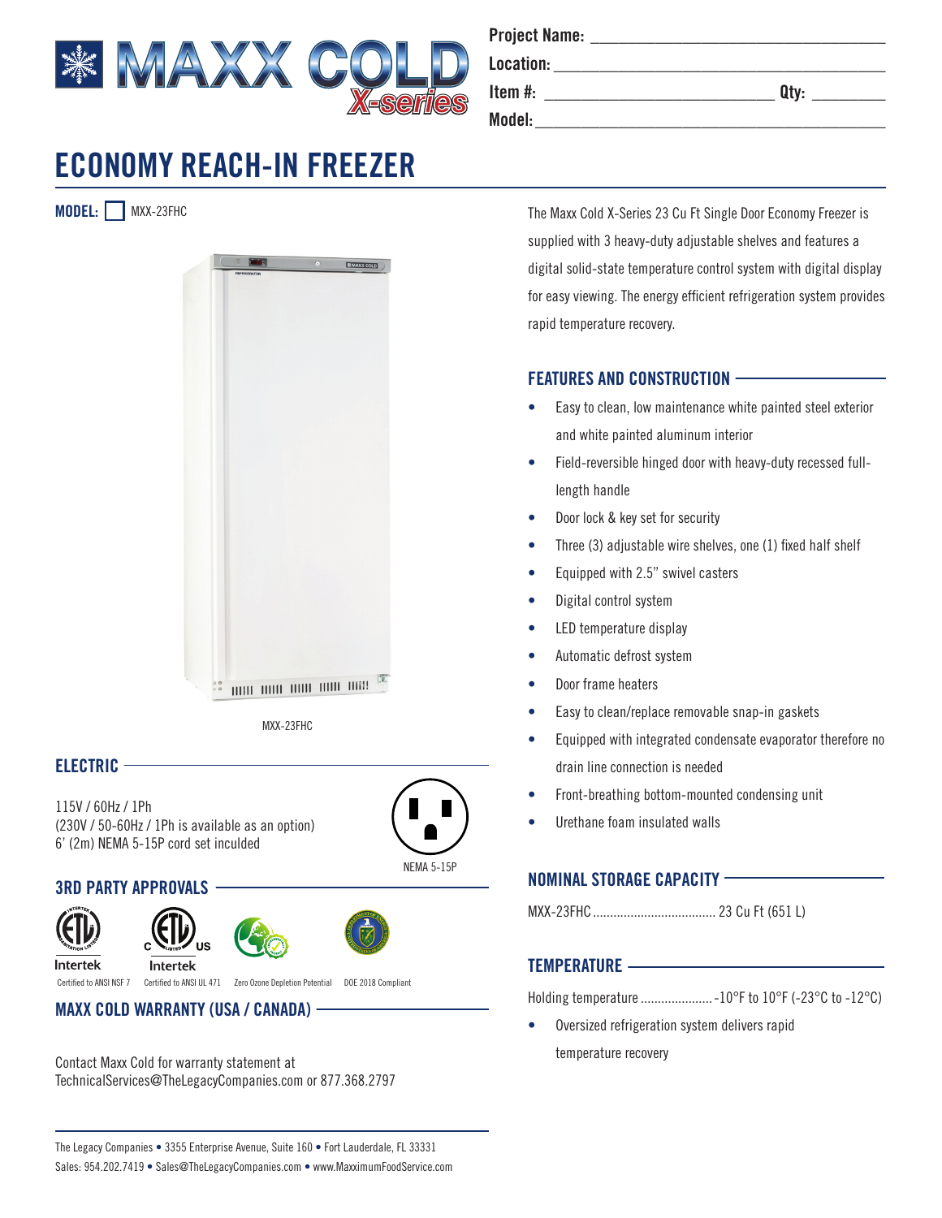Project Name: ___________________________

Location: ___________________________

Item #: ___________________ Qty: ________

Model: ___________________________

# ECONOMY REACH-IN FREEZER

**MODEL:** ☐ MXX-23FHC

MXX-23FHC

The Maxx Cold X-Series 23 Cu Ft Single Door Economy Freezer is supplied with 3 heavy-duty adjustable shelves and features a digital solid-state temperature control system with digital display for easy viewing. The energy efficient refrigeration system provides rapid temperature recovery.

## FEATURES AND CONSTRUCTION

- Easy to clean, low maintenance white painted steel exterior and white painted aluminum interior
- Field-reversible hinged door with heavy-duty recessed full-length handle
- Door lock & key set for security
- Three (3) adjustable wire shelves, one (1) fixed half shelf
- Equipped with 2.5" swivel casters
- Digital control system
- LED temperature display
- Automatic defrost system
- Door frame heaters
- Easy to clean/replace removable snap-in gaskets
- Equipped with integrated condensate evaporator therefore no drain line connection is needed
- Front-breathing bottom-mounted condensing unit
- Urethane foam insulated walls

## ELECTRIC

115V / 60Hz / 1Ph
(230V / 50-60Hz / 1Ph is available as an option)
6' (2m) NEMA 5-15P cord set inculded

NEMA 5-15P

## 3RD PARTY APPROVALS

Intertek — Certified to ANSI NSF 7
Intertek — Certified to ANSI UL 471
Zero Ozone Depletion Potential
DOE 2018 Compliant

## NOMINAL STORAGE CAPACITY

MXX-23FHC .................................... 23 Cu Ft (651 L)

## TEMPERATURE

Holding temperature ..................... -10°F to 10°F (-23°C to -12°C)

- Oversized refrigeration system delivers rapid temperature recovery

## MAXX COLD WARRANTY (USA / CANADA)

Contact Maxx Cold for warranty statement at
TechnicalServices@TheLegacyCompanies.com or 877.368.2797

The Legacy Companies • 3355 Enterprise Avenue, Suite 160 • Fort Lauderdale, FL 33331
Sales: 954.202.7419 • Sales@TheLegacyCompanies.com • www.MaxximumFoodService.com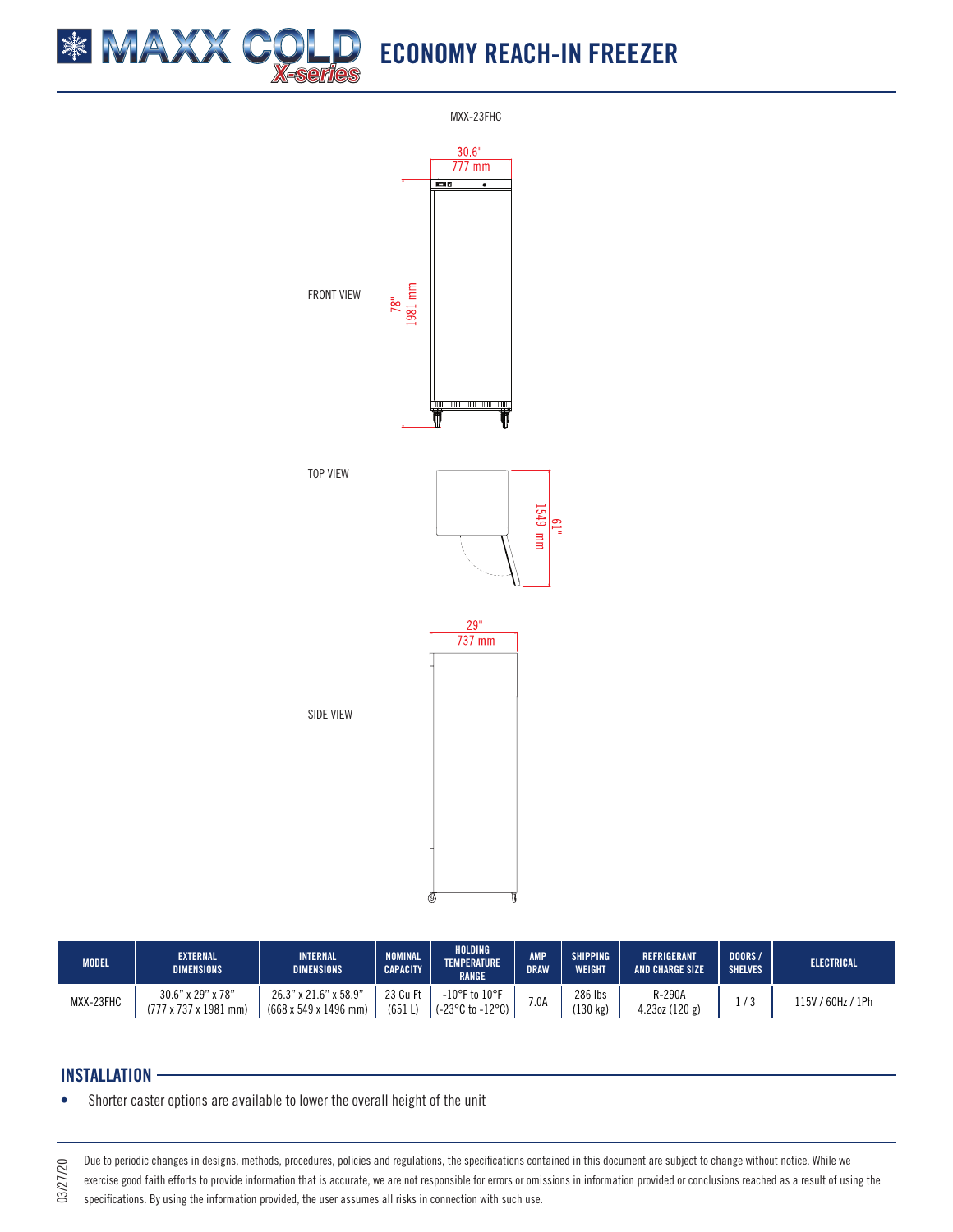# MAXX COLD X-series ECONOMY REACH-IN FREEZER

MXX-23FHC

FRONT VIEW

30.6"
777 mm

78"
1981 mm

TOP VIEW

61"
1549 mm

SIDE VIEW

29"
737 mm

| MODEL | EXTERNAL DIMENSIONS | INTERNAL DIMENSIONS | NOMINAL CAPACITY | HOLDING TEMPERATURE RANGE | AMP DRAW | SHIPPING WEIGHT | REFRIGERANT AND CHARGE SIZE | DOORS / SHELVES | ELECTRICAL |
|---|---|---|---|---|---|---|---|---|---|
| MXX-23FHC | 30.6" x 29" x 78" (777 x 737 x 1981 mm) | 26.3" x 21.6" x 58.9" (668 x 549 x 1496 mm) | 23 Cu Ft (651 L) | -10°F to 10°F (-23°C to -12°C) | 7.0A | 286 lbs (130 kg) | R-290A 4.23oz (120 g) | 1 / 3 | 115V / 60Hz / 1Ph |

## INSTALLATION

- Shorter caster options are available to lower the overall height of the unit

03/27/20

Due to periodic changes in designs, methods, procedures, policies and regulations, the specifications contained in this document are subject to change without notice. While we exercise good faith efforts to provide information that is accurate, we are not responsible for errors or omissions in information provided or conclusions reached as a result of using the specifications. By using the information provided, the user assumes all risks in connection with such use.